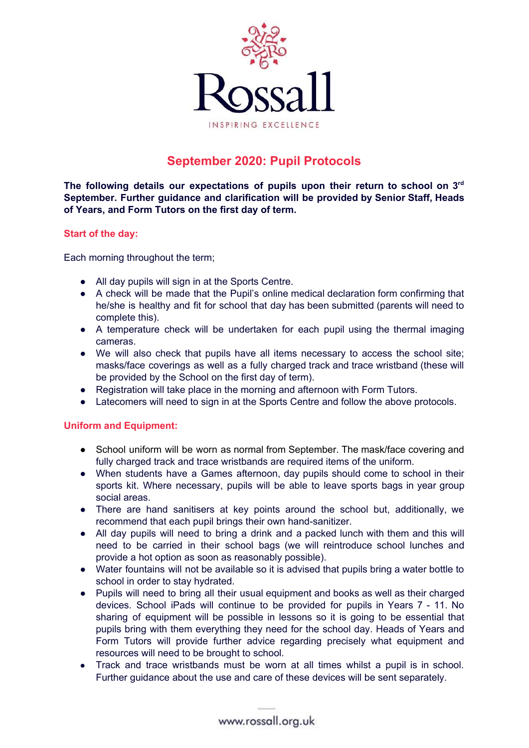Rossall

INSPIRING EXCELLENCE

# September 2020: Pupil Protocols

**The following details our expectations of pupils upon their return to school on 3rd September. Further guidance and clarification will be provided by Senior Staff, Heads of Years, and Form Tutors on the first day of term.**

## Start of the day:

Each morning throughout the term;

- All day pupils will sign in at the Sports Centre.
- A check will be made that the Pupil's online medical declaration form confirming that he/she is healthy and fit for school that day has been submitted (parents will need to complete this).
- A temperature check will be undertaken for each pupil using the thermal imaging cameras.
- We will also check that pupils have all items necessary to access the school site; masks/face coverings as well as a fully charged track and trace wristband (these will be provided by the School on the first day of term).
- Registration will take place in the morning and afternoon with Form Tutors.
- Latecomers will need to sign in at the Sports Centre and follow the above protocols.

## Uniform and Equipment:

- School uniform will be worn as normal from September. The mask/face covering and fully charged track and trace wristbands are required items of the uniform.
- When students have a Games afternoon, day pupils should come to school in their sports kit. Where necessary, pupils will be able to leave sports bags in year group social areas.
- There are hand sanitisers at key points around the school but, additionally, we recommend that each pupil brings their own hand-sanitizer.
- All day pupils will need to bring a drink and a packed lunch with them and this will need to be carried in their school bags (we will reintroduce school lunches and provide a hot option as soon as reasonably possible).
- Water fountains will not be available so it is advised that pupils bring a water bottle to school in order to stay hydrated.
- Pupils will need to bring all their usual equipment and books as well as their charged devices. School iPads will continue to be provided for pupils in Years 7 - 11. No sharing of equipment will be possible in lessons so it is going to be essential that pupils bring with them everything they need for the school day. Heads of Years and Form Tutors will provide further advice regarding precisely what equipment and resources will need to be brought to school.
- Track and trace wristbands must be worn at all times whilst a pupil is in school. Further guidance about the use and care of these devices will be sent separately.

www.rossall.org.uk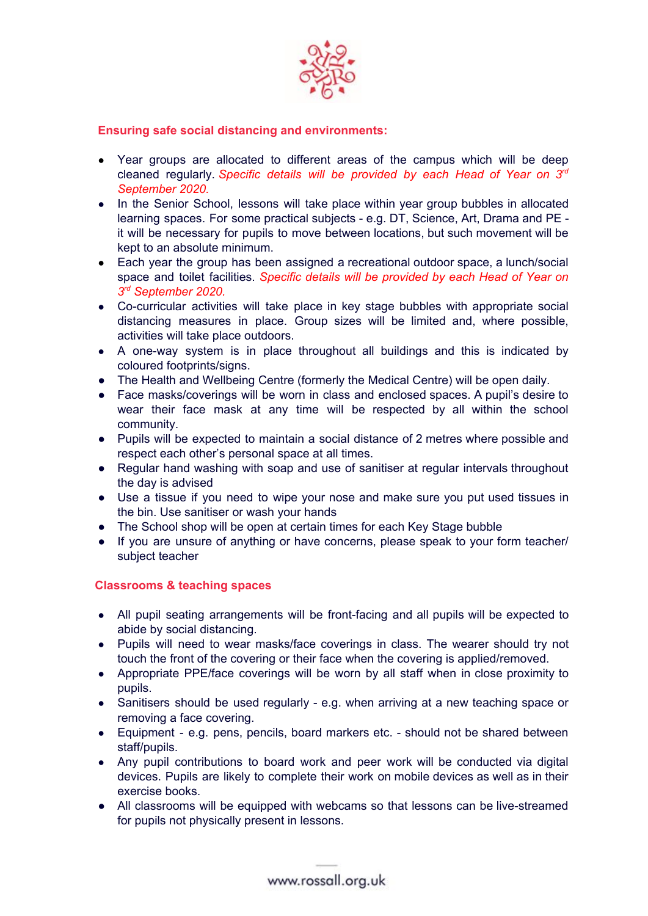## Ensuring safe social distancing and environments:

- Year groups are allocated to different areas of the campus which will be deep cleaned regularly. *Specific details will be provided by each Head of Year on 3rd September 2020.*
- In the Senior School, lessons will take place within year group bubbles in allocated learning spaces. For some practical subjects - e.g. DT, Science, Art, Drama and PE - it will be necessary for pupils to move between locations, but such movement will be kept to an absolute minimum.
- Each year the group has been assigned a recreational outdoor space, a lunch/social space and toilet facilities. *Specific details will be provided by each Head of Year on 3rd September 2020.*
- Co-curricular activities will take place in key stage bubbles with appropriate social distancing measures in place. Group sizes will be limited and, where possible, activities will take place outdoors.
- A one-way system is in place throughout all buildings and this is indicated by coloured footprints/signs.
- The Health and Wellbeing Centre (formerly the Medical Centre) will be open daily.
- Face masks/coverings will be worn in class and enclosed spaces. A pupil's desire to wear their face mask at any time will be respected by all within the school community.
- Pupils will be expected to maintain a social distance of 2 metres where possible and respect each other's personal space at all times.
- Regular hand washing with soap and use of sanitiser at regular intervals throughout the day is advised
- Use a tissue if you need to wipe your nose and make sure you put used tissues in the bin. Use sanitiser or wash your hands
- The School shop will be open at certain times for each Key Stage bubble
- If you are unsure of anything or have concerns, please speak to your form teacher/ subject teacher

## Classrooms & teaching spaces

- All pupil seating arrangements will be front-facing and all pupils will be expected to abide by social distancing.
- Pupils will need to wear masks/face coverings in class. The wearer should try not touch the front of the covering or their face when the covering is applied/removed.
- Appropriate PPE/face coverings will be worn by all staff when in close proximity to pupils.
- Sanitisers should be used regularly - e.g. when arriving at a new teaching space or removing a face covering.
- Equipment - e.g. pens, pencils, board markers etc. - should not be shared between staff/pupils.
- Any pupil contributions to board work and peer work will be conducted via digital devices. Pupils are likely to complete their work on mobile devices as well as in their exercise books.
- All classrooms will be equipped with webcams so that lessons can be live-streamed for pupils not physically present in lessons.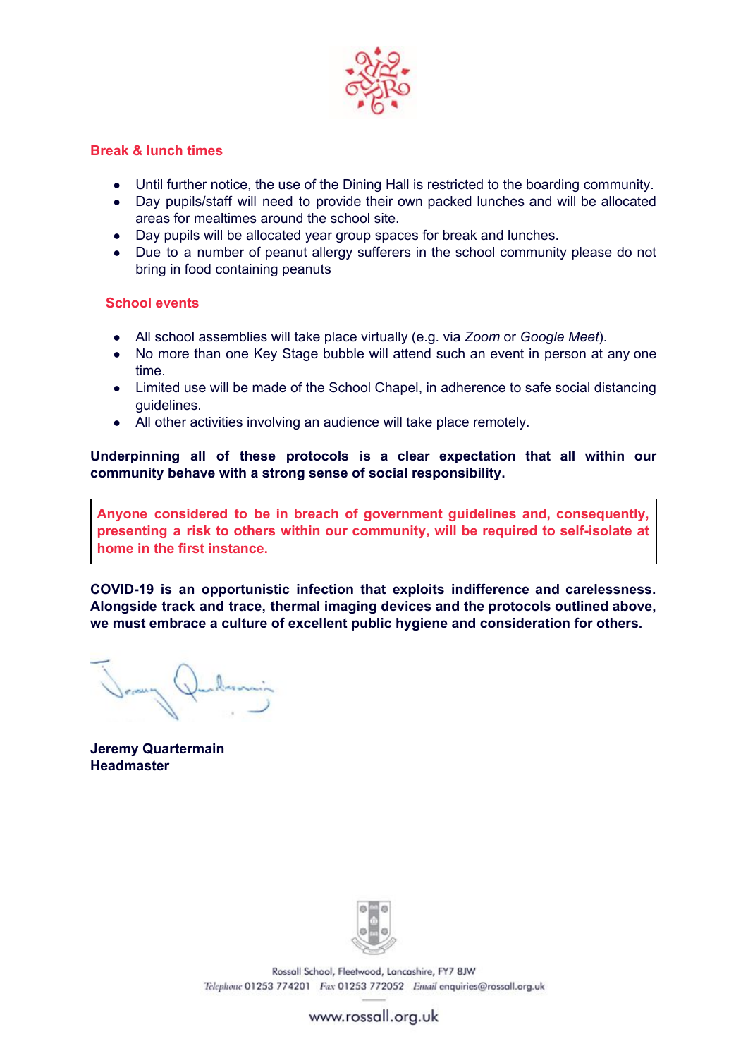## Break & lunch times

- Until further notice, the use of the Dining Hall is restricted to the boarding community.
- Day pupils/staff will need to provide their own packed lunches and will be allocated areas for mealtimes around the school site.
- Day pupils will be allocated year group spaces for break and lunches.
- Due to a number of peanut allergy sufferers in the school community please do not bring in food containing peanuts

## School events

- All school assemblies will take place virtually (e.g. via *Zoom* or *Google Meet*).
- No more than one Key Stage bubble will attend such an event in person at any one time.
- Limited use will be made of the School Chapel, in adherence to safe social distancing guidelines.
- All other activities involving an audience will take place remotely.

**Underpinning all of these protocols is a clear expectation that all within our community behave with a strong sense of social responsibility.**

**Anyone considered to be in breach of government guidelines and, consequently, presenting a risk to others within our community, will be required to self-isolate at home in the first instance.**

**COVID-19 is an opportunistic infection that exploits indifference and carelessness. Alongside track and trace, thermal imaging devices and the protocols outlined above, we must embrace a culture of excellent public hygiene and consideration for others.**

**Jeremy Quartermain**
**Headmaster**

Rossall School, Fleetwood, Lancashire, FY7 8JW
*Telephone* 01253 774201 *Fax* 01253 772052 *Email* enquiries@rossall.org.uk

www.rossall.org.uk